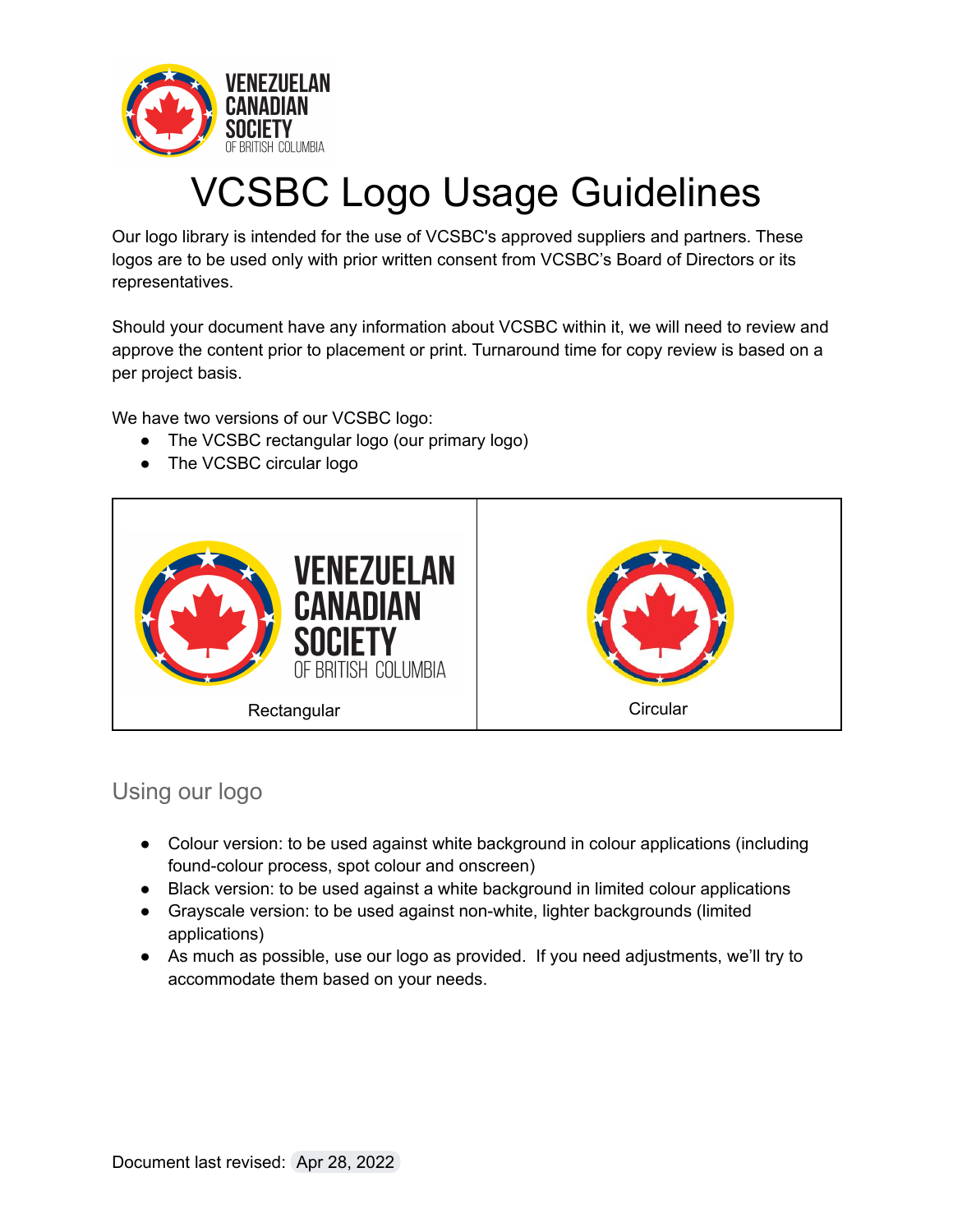# VCSBC Logo Usage Guidelines

Our logo library is intended for the use of VCSBC's approved suppliers and partners. These logos are to be used only with prior written consent from VCSBC's Board of Directors or its representatives.

Should your document have any information about VCSBC within it, we will need to review and approve the content prior to placement or print. Turnaround time for copy review is based on a per project basis.

We have two versions of our VCSBC logo:

- The VCSBC rectangular logo (our primary logo)
- The VCSBC circular logo

| | |
|---|---|
| Rectangular | Circular |

## Using our logo

- Colour version: to be used against white background in colour applications (including found-colour process, spot colour and onscreen)
- Black version: to be used against a white background in limited colour applications
- Grayscale version: to be used against non-white, lighter backgrounds (limited applications)
- As much as possible, use our logo as provided. If you need adjustments, we'll try to accommodate them based on your needs.

Document last revised: Apr 28, 2022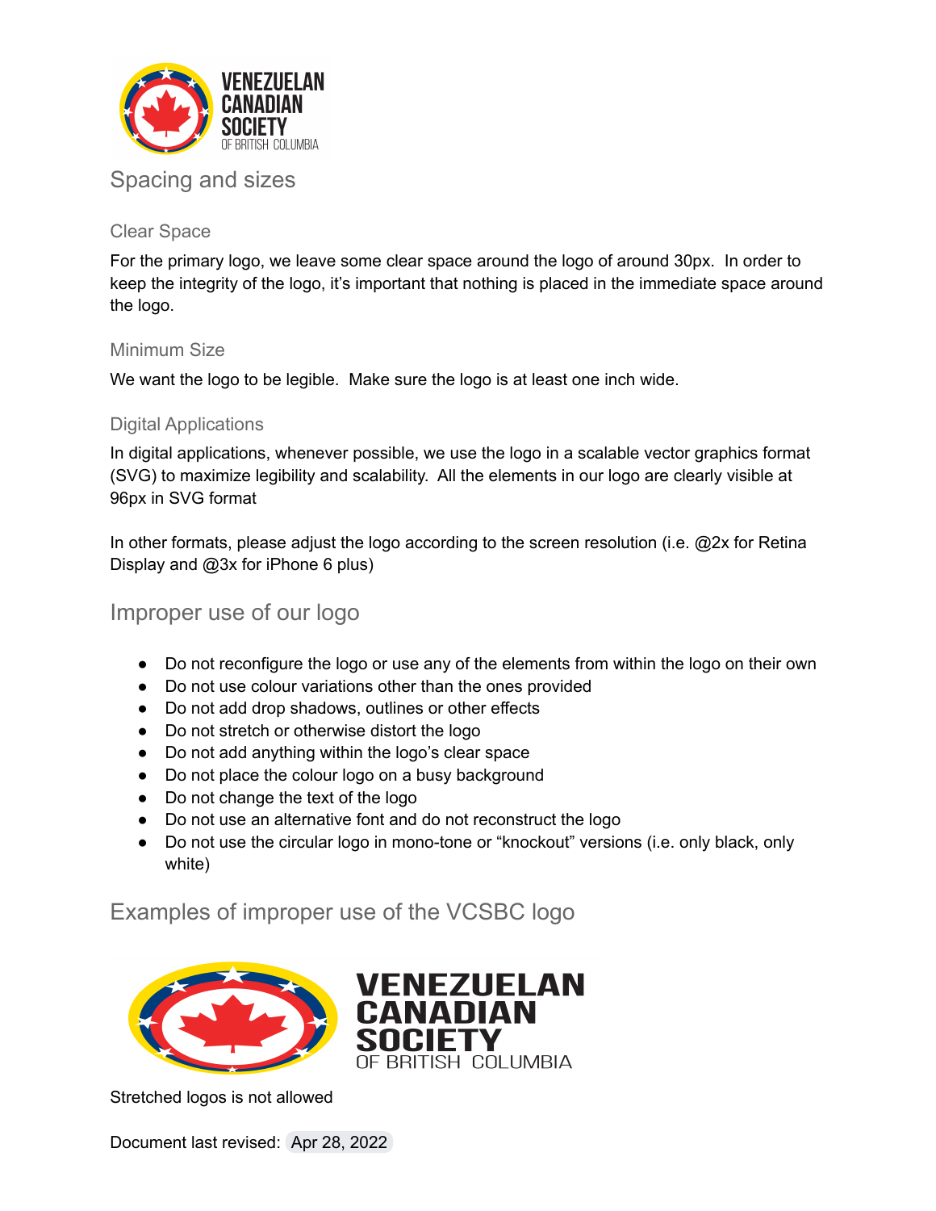## Spacing and sizes

### Clear Space

For the primary logo, we leave some clear space around the logo of around 30px. In order to keep the integrity of the logo, it's important that nothing is placed in the immediate space around the logo.

### Minimum Size

We want the logo to be legible. Make sure the logo is at least one inch wide.

### Digital Applications

In digital applications, whenever possible, we use the logo in a scalable vector graphics format (SVG) to maximize legibility and scalability. All the elements in our logo are clearly visible at 96px in SVG format

In other formats, please adjust the logo according to the screen resolution (i.e. @2x for Retina Display and @3x for iPhone 6 plus)

## Improper use of our logo

- Do not reconfigure the logo or use any of the elements from within the logo on their own
- Do not use colour variations other than the ones provided
- Do not add drop shadows, outlines or other effects
- Do not stretch or otherwise distort the logo
- Do not add anything within the logo's clear space
- Do not place the colour logo on a busy background
- Do not change the text of the logo
- Do not use an alternative font and do not reconstruct the logo
- Do not use the circular logo in mono-tone or "knockout" versions (i.e. only black, only white)

## Examples of improper use of the VCSBC logo

Stretched logos is not allowed

Document last revised: Apr 28, 2022